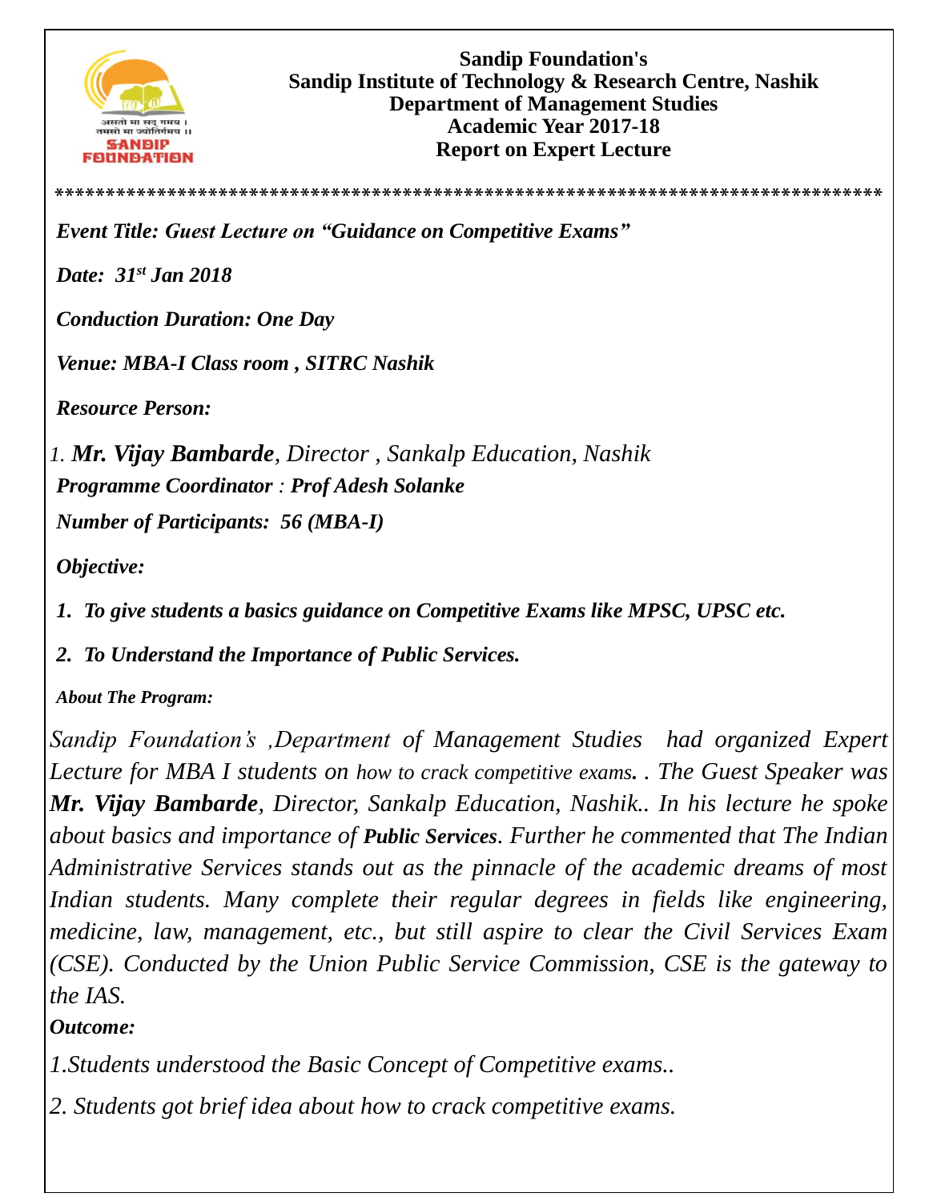**Sandip Foundation's**
**Sandip Institute of Technology & Research Centre, Nashik**
**Department of Management Studies**
**Academic Year 2017-18**
**Report on Expert Lecture**

********************************************************************************

***Event Title: Guest Lecture on "Guidance on Competitive Exams"***

***Date: 31st Jan 2018***

***Conduction Duration: One Day***

***Venue: MBA-I Class room , SITRC Nashik***

***Resource Person:***

1. ***Mr. Vijay Bambarde****, Director , Sankalp Education, Nashik*

***Programme Coordinator** : **Prof Adesh Solanke***

***Number of Participants: 56 (MBA-I)***

***Objective:***

1. ***To give students a basics guidance on Competitive Exams like MPSC, UPSC etc.***
2. ***To Understand the Importance of Public Services.***

***About The Program:***

*Sandip Foundation's ,Department of Management Studies had organized Expert Lecture for MBA I students on how to crack competitive exams. . The Guest Speaker was **Mr. Vijay Bambarde**, Director, Sankalp Education, Nashik.. In his lecture he spoke about basics and importance of **Public Services**. Further he commented that The Indian Administrative Services stands out as the pinnacle of the academic dreams of most Indian students. Many complete their regular degrees in fields like engineering, medicine, law, management, etc., but still aspire to clear the Civil Services Exam (CSE). Conducted by the Union Public Service Commission, CSE is the gateway to the IAS.*

***Outcome:***

*1.Students understood the Basic Concept of Competitive exams..*

*2. Students got brief idea about how to crack competitive exams.*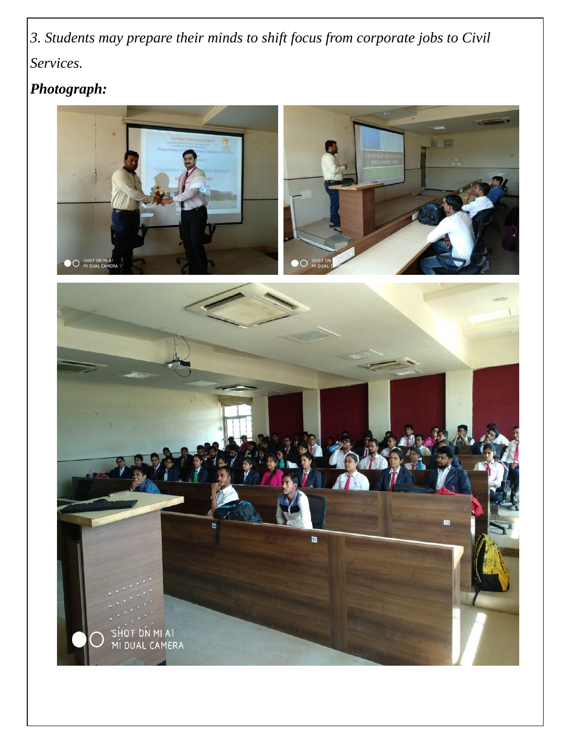*3. Students may prepare their minds to shift focus from corporate jobs to Civil Services.*

***Photograph:***